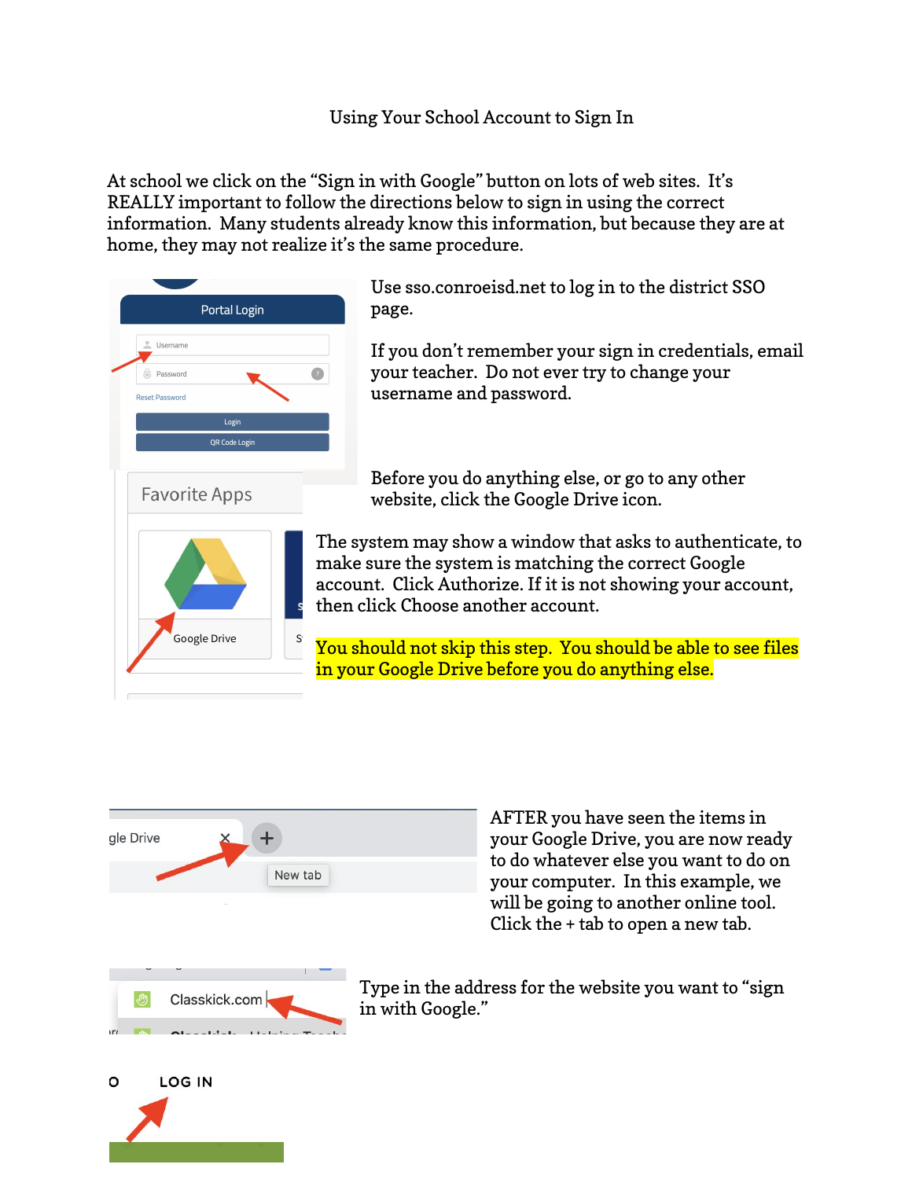# Using Your School Account to Sign In

At school we click on the "Sign in with Google" button on lots of web sites. It's REALLY important to follow the directions below to sign in using the correct information. Many students already know this information, but because they are at home, they may not realize it's the same procedure.

Use sso.conroeisd.net to log in to the district SSO page.

If you don't remember your sign in credentials, email your teacher. Do not ever try to change your username and password.

Before you do anything else, or go to any other website, click the Google Drive icon.

The system may show a window that asks to authenticate, to make sure the system is matching the correct Google account. Click Authorize. If it is not showing your account, then click Choose another account.

**You should not skip this step. You should be able to see files in your Google Drive before you do anything else.**

AFTER you have seen the items in your Google Drive, you are now ready to do whatever else you want to do on your computer. In this example, we will be going to another online tool. Click the + tab to open a new tab.

Type in the address for the website you want to "sign in with Google."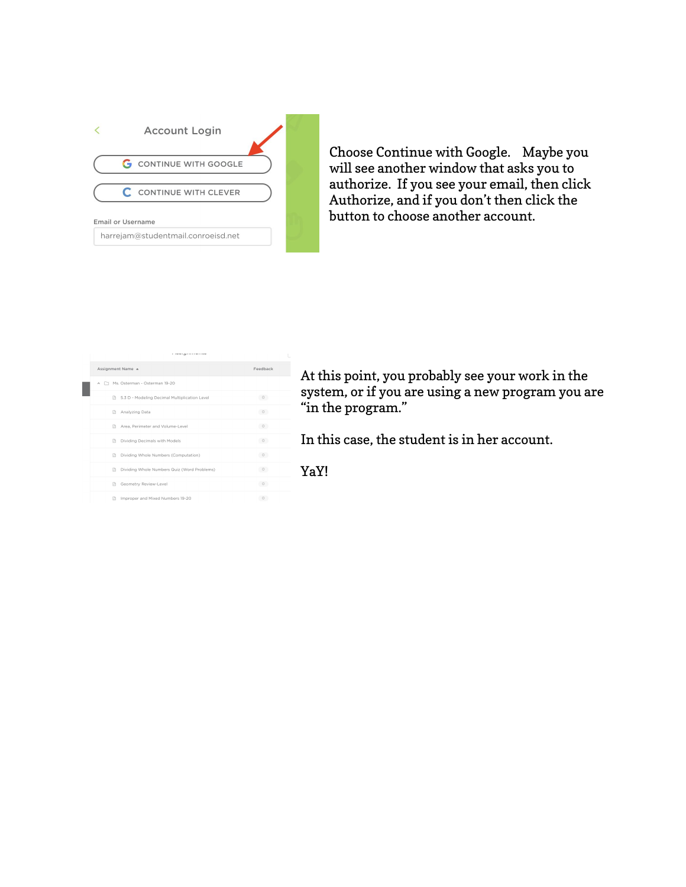Account Login

CONTINUE WITH GOOGLE

CONTINUE WITH CLEVER

Email or Username

harrejam@studentmail.conroeisd.net

Choose Continue with Google. Maybe you will see another window that asks you to authorize. If you see your email, then click Authorize, and if you don't then click the button to choose another account.

| Assignment Name | Feedback |
| --- | --- |
| Ms. Osterman - Osterman 19-20 | |
| 5.3 D - Modeling Decimal Multiplication Level | 0 |
| Analyzing Data | 0 |
| Area, Perimeter and Volume-Level | 0 |
| Dividing Decimals with Models | 0 |
| Dividing Whole Numbers (Computation) | 0 |
| Dividing Whole Numbers Quiz (Word Problems) | 0 |
| Geometry Review-Level | 0 |
| Improper and Mixed Numbers 19-20 | 0 |

At this point, you probably see your work in the system, or if you are using a new program you are "in the program."

In this case, the student is in her account.

YaY!